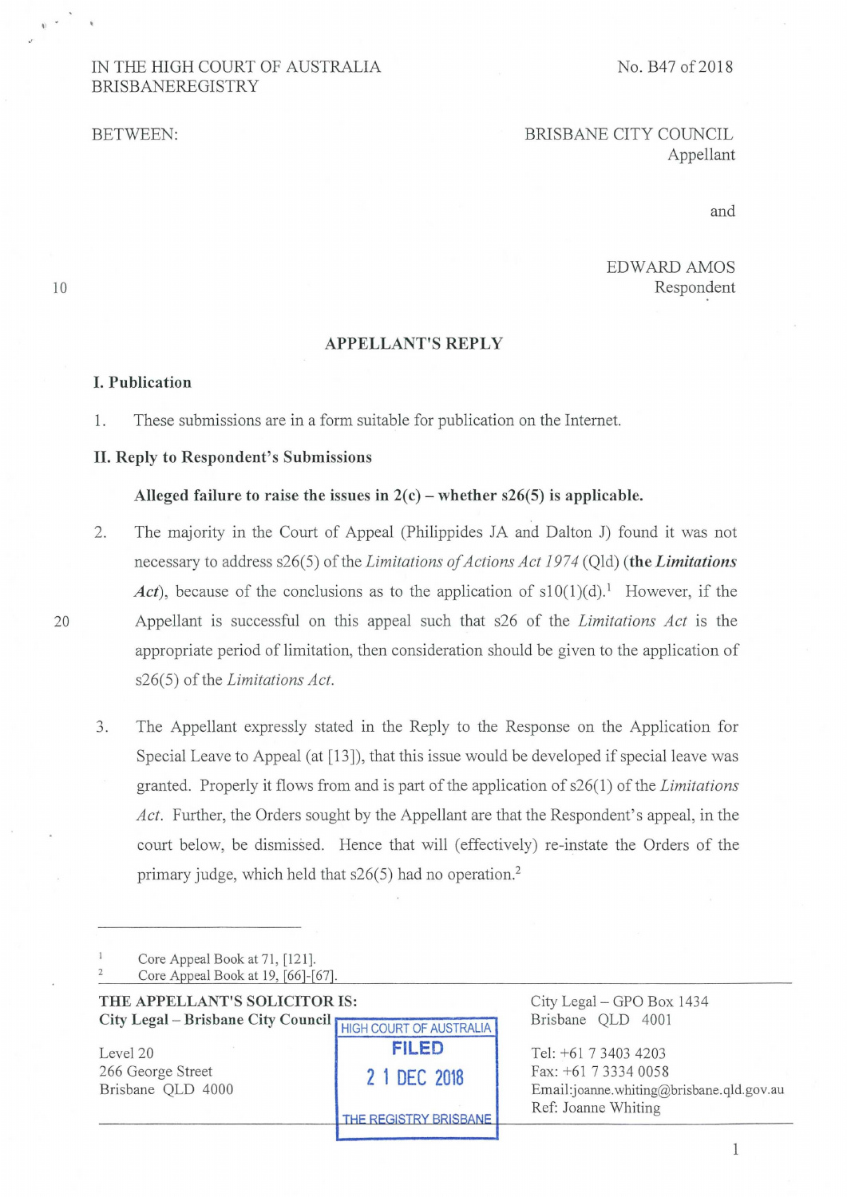IN THE HIGH COURT OF AUSTRALIA
BRISBANE REGISTRY

No. B47 of 2018

BETWEEN:

BRISBANE CITY COUNCIL
Appellant

and

EDWARD AMOS
Respondent

## APPELLANT'S REPLY

### I. Publication

1. These submissions are in a form suitable for publication on the Internet.

### II. Reply to Respondent's Submissions

**Alleged failure to raise the issues in 2(c) – whether s26(5) is applicable.**

2. The majority in the Court of Appeal (Philippides JA and Dalton J) found it was not necessary to address s26(5) of the *Limitations of Actions Act 1974* (Qld) (**the *Limitations Act***), because of the conclusions as to the application of s10(1)(d).[1] However, if the Appellant is successful on this appeal such that s26 of the *Limitations Act* is the appropriate period of limitation, then consideration should be given to the application of s26(5) of the *Limitations Act*.

3. The Appellant expressly stated in the Reply to the Response on the Application for Special Leave to Appeal (at [13]), that this issue would be developed if special leave was granted. Properly it flows from and is part of the application of s26(1) of the *Limitations Act*. Further, the Orders sought by the Appellant are that the Respondent's appeal, in the court below, be dismissed. Hence that will (effectively) re-instate the Orders of the primary judge, which held that s26(5) had no operation.[2]

---

[1] Core Appeal Book at 71, [121].

[2] Core Appeal Book at 19, [66]-[67].

**THE APPELLANT'S SOLICITOR IS:**
**City Legal – Brisbane City Council**
Level 20
266 George Street
Brisbane QLD 4000

City Legal – GPO Box 1434
Brisbane QLD 4001
Tel: +61 7 3403 4203
Fax: +61 7 3334 0058
Email: joanne.whiting@brisbane.qld.gov.au
Ref: Joanne Whiting

HIGH COURT OF AUSTRALIA
FILED
21 DEC 2018
THE REGISTRY BRISBANE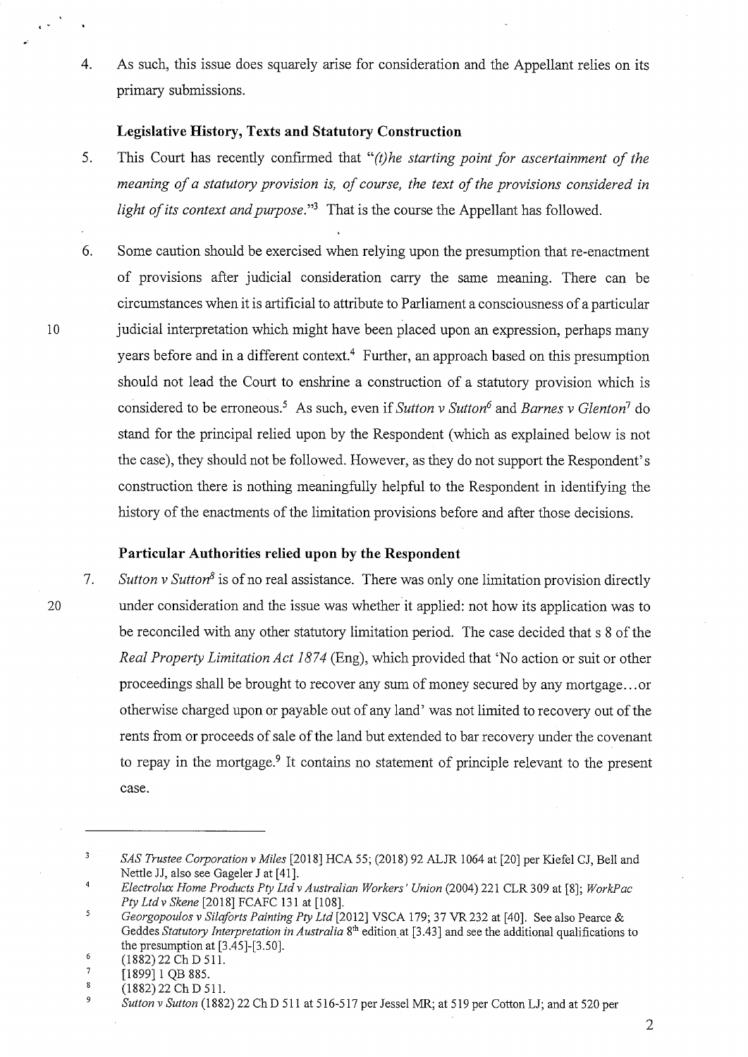4. As such, this issue does squarely arise for consideration and the Appellant relies on its primary submissions.

**Legislative History, Texts and Statutory Construction**

5. This Court has recently confirmed that "*(t)he starting point for ascertainment of the meaning of a statutory provision is, of course, the text of the provisions considered in light of its context and purpose.*"[3] That is the course the Appellant has followed.

6. Some caution should be exercised when relying upon the presumption that re-enactment of provisions after judicial consideration carry the same meaning. There can be circumstances when it is artificial to attribute to Parliament a consciousness of a particular judicial interpretation which might have been placed upon an expression, perhaps many years before and in a different context.[4] Further, an approach based on this presumption should not lead the Court to enshrine a construction of a statutory provision which is considered to be erroneous.[5] As such, even if *Sutton v Sutton*[6] and *Barnes v Glenton*[7] do stand for the principal relied upon by the Respondent (which as explained below is not the case), they should not be followed. However, as they do not support the Respondent's construction there is nothing meaningfully helpful to the Respondent in identifying the history of the enactments of the limitation provisions before and after those decisions.

**Particular Authorities relied upon by the Respondent**

7. *Sutton v Sutton*[8] is of no real assistance. There was only one limitation provision directly under consideration and the issue was whether it applied: not how its application was to be reconciled with any other statutory limitation period. The case decided that s 8 of the *Real Property Limitation Act 1874* (Eng), which provided that 'No action or suit or other proceedings shall be brought to recover any sum of money secured by any mortgage…or otherwise charged upon or payable out of any land' was not limited to recovery out of the rents from or proceeds of sale of the land but extended to bar recovery under the covenant to repay in the mortgage.[9] It contains no statement of principle relevant to the present case.

---

[3] *SAS Trustee Corporation v Miles* [2018] HCA 55; (2018) 92 ALJR 1064 at [20] per Kiefel CJ, Bell and Nettle JJ, also see Gageler J at [41].

[4] *Electrolux Home Products Pty Ltd v Australian Workers' Union* (2004) 221 CLR 309 at [8]; *WorkPac Pty Ltd v Skene* [2018] FCAFC 131 at [108].

[5] *Georgopoulos v Silaforts Painting Pty Ltd* [2012] VSCA 179; 37 VR 232 at [40]. See also Pearce & Geddes *Statutory Interpretation in Australia* 8th edition at [3.43] and see the additional qualifications to the presumption at [3.45]-[3.50].

[6] (1882) 22 Ch D 511.

[7] [1899] 1 QB 885.

[8] (1882) 22 Ch D 511.

[9] *Sutton v Sutton* (1882) 22 Ch D 511 at 516-517 per Jessel MR; at 519 per Cotton LJ; and at 520 per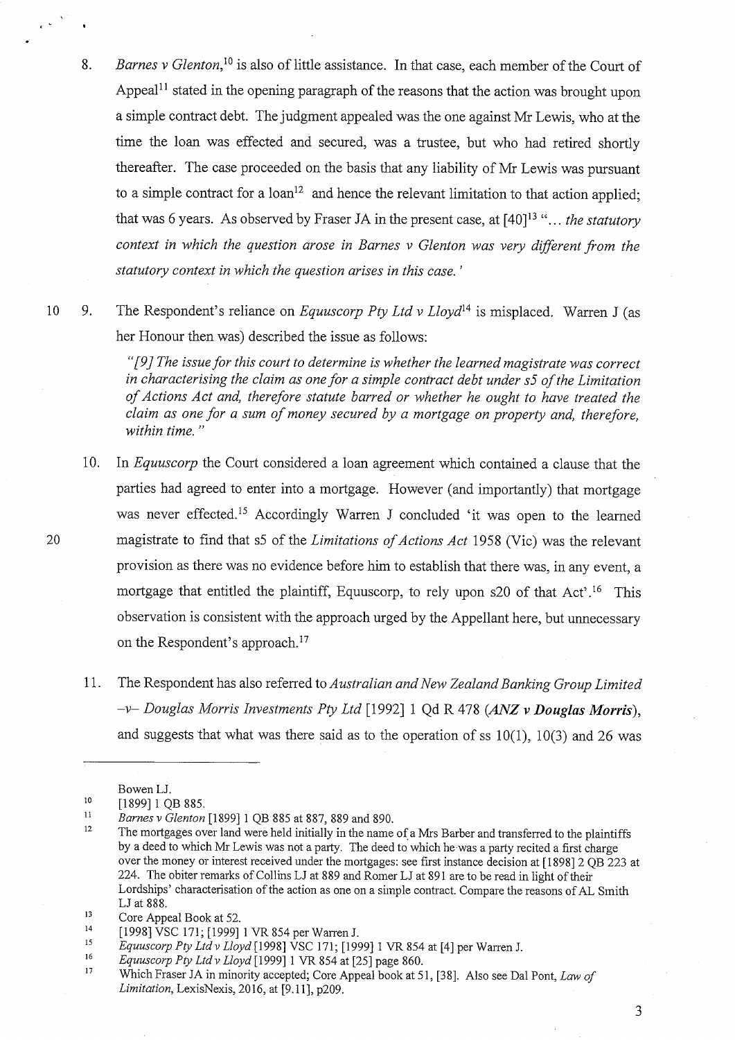8. *Barnes v Glenton*,[10] is also of little assistance. In that case, each member of the Court of Appeal[11] stated in the opening paragraph of the reasons that the action was brought upon a simple contract debt. The judgment appealed was the one against Mr Lewis, who at the time the loan was effected and secured, was a trustee, but who had retired shortly thereafter. The case proceeded on the basis that any liability of Mr Lewis was pursuant to a simple contract for a loan[12] and hence the relevant limitation to that action applied; that was 6 years. As observed by Fraser JA in the present case, at [40][13] "*... the statutory context in which the question arose in Barnes v Glenton was very different from the statutory context in which the question arises in this case.'*

9. The Respondent's reliance on *Equuscorp Pty Ltd v Lloyd*[14] is misplaced. Warren J (as her Honour then was) described the issue as follows:

   > *"[9] The issue for this court to determine is whether the learned magistrate was correct in characterising the claim as one for a simple contract debt under s5 of the Limitation of Actions Act and, therefore statute barred or whether he ought to have treated the claim as one for a sum of money secured by a mortgage on property and, therefore, within time."*

10. In *Equuscorp* the Court considered a loan agreement which contained a clause that the parties had agreed to enter into a mortgage. However (and importantly) that mortgage was never effected.[15] Accordingly Warren J concluded 'it was open to the learned magistrate to find that s5 of the *Limitations of Actions Act* 1958 (Vic) was the relevant provision as there was no evidence before him to establish that there was, in any event, a mortgage that entitled the plaintiff, Equuscorp, to rely upon s20 of that Act'.[16] This observation is consistent with the approach urged by the Appellant here, but unnecessary on the Respondent's approach.[17]

11. The Respondent has also referred to *Australian and New Zealand Banking Group Limited –v– Douglas Morris Investments Pty Ltd* [1992] 1 Qd R 478 (***ANZ v Douglas Morris***), and suggests that what was there said as to the operation of ss 10(1), 10(3) and 26 was

---

Bowen LJ.

[10] [1899] 1 QB 885.

[11] *Barnes v Glenton* [1899] 1 QB 885 at 887, 889 and 890.

[12] The mortgages over land were held initially in the name of a Mrs Barber and transferred to the plaintiffs by a deed to which Mr Lewis was not a party. The deed to which he was a party recited a first charge over the money or interest received under the mortgages: see first instance decision at [1898] 2 QB 223 at 224. The obiter remarks of Collins LJ at 889 and Romer LJ at 891 are to be read in light of their Lordships' characterisation of the action as one on a simple contract. Compare the reasons of AL Smith LJ at 888.

[13] Core Appeal Book at 52.

[14] [1998] VSC 171; [1999] 1 VR 854 per Warren J.

[15] *Equuscorp Pty Ltd v Lloyd* [1998] VSC 171; [1999] 1 VR 854 at [4] per Warren J.

[16] *Equuscorp Pty Ltd v Lloyd* [1999] 1 VR 854 at [25] page 860.

[17] Which Fraser JA in minority accepted; Core Appeal book at 51, [38]. Also see Dal Pont, *Law of Limitation*, LexisNexis, 2016, at [9.11], p209.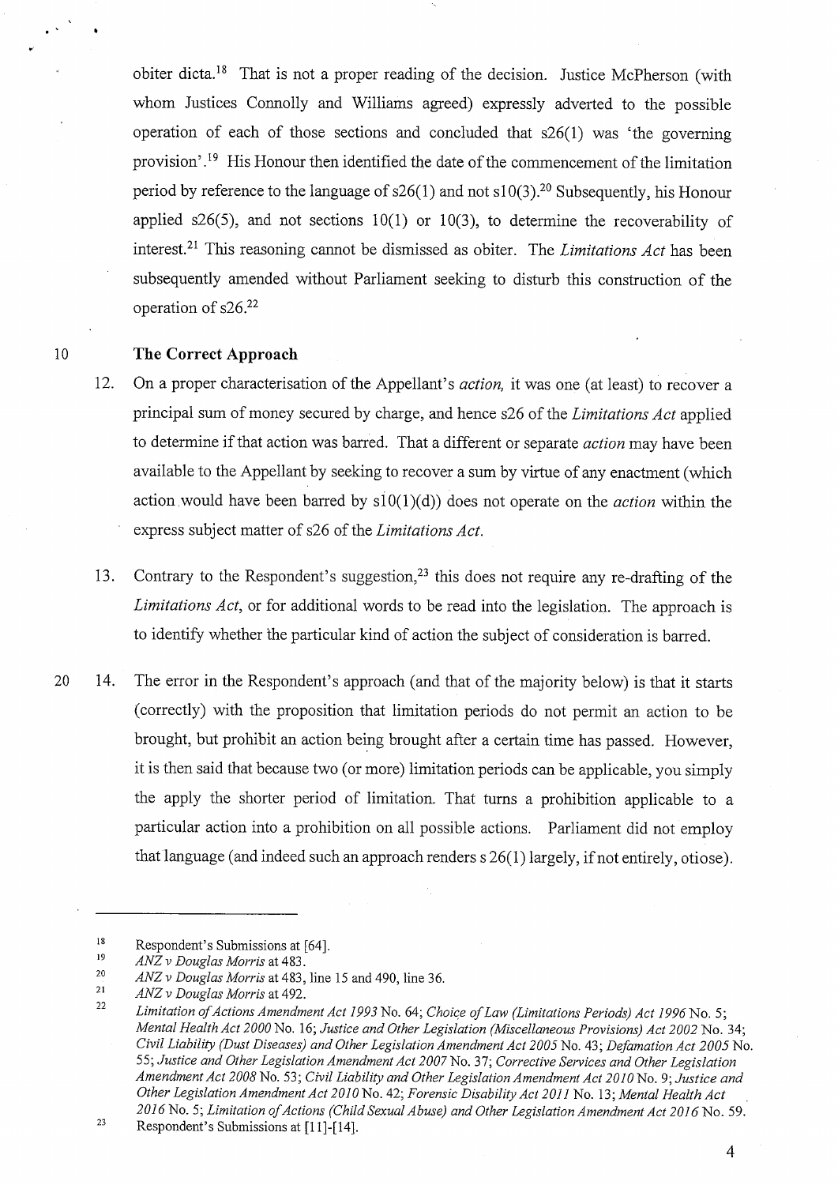obiter dicta.[18] That is not a proper reading of the decision. Justice McPherson (with whom Justices Connolly and Williams agreed) expressly adverted to the possible operation of each of those sections and concluded that s26(1) was 'the governing provision'.[19] His Honour then identified the date of the commencement of the limitation period by reference to the language of s26(1) and not s10(3).[20] Subsequently, his Honour applied s26(5), and not sections 10(1) or 10(3), to determine the recoverability of interest.[21] This reasoning cannot be dismissed as obiter. The *Limitations Act* has been subsequently amended without Parliament seeking to disturb this construction of the operation of s26.[22]

### The Correct Approach

12. On a proper characterisation of the Appellant's *action,* it was one (at least) to recover a principal sum of money secured by charge, and hence s26 of the *Limitations Act* applied to determine if that action was barred. That a different or separate *action* may have been available to the Appellant by seeking to recover a sum by virtue of any enactment (which action would have been barred by s10(1)(d)) does not operate on the *action* within the express subject matter of s26 of the *Limitations Act.*

13. Contrary to the Respondent's suggestion,[23] this does not require any re-drafting of the *Limitations Act*, or for additional words to be read into the legislation. The approach is to identify whether the particular kind of action the subject of consideration is barred.

14. The error in the Respondent's approach (and that of the majority below) is that it starts (correctly) with the proposition that limitation periods do not permit an action to be brought, but prohibit an action being brought after a certain time has passed. However, it is then said that because two (or more) limitation periods can be applicable, you simply the apply the shorter period of limitation. That turns a prohibition applicable to a particular action into a prohibition on all possible actions. Parliament did not employ that language (and indeed such an approach renders s 26(1) largely, if not entirely, otiose).

---

[18] Respondent's Submissions at [64].

[19] *ANZ v Douglas Morris* at 483.

[20] *ANZ v Douglas Morris* at 483, line 15 and 490, line 36.

[21] *ANZ v Douglas Morris* at 492.

[22] *Limitation of Actions Amendment Act 1993* No. 64; *Choice of Law (Limitations Periods) Act 1996* No. 5; *Mental Health Act 2000* No. 16; *Justice and Other Legislation (Miscellaneous Provisions) Act 2002* No. 34; *Civil Liability (Dust Diseases) and Other Legislation Amendment Act 2005* No. 43; *Defamation Act 2005* No. 55; *Justice and Other Legislation Amendment Act 2007* No. 37; *Corrective Services and Other Legislation Amendment Act 2008* No. 53; *Civil Liability and Other Legislation Amendment Act 2010* No. 9; *Justice and Other Legislation Amendment Act 2010* No. 42; *Forensic Disability Act 2011* No. 13; *Mental Health Act 2016* No. 5; *Limitation of Actions (Child Sexual Abuse) and Other Legislation Amendment Act 2016* No. 59.

[23] Respondent's Submissions at [11]-[14].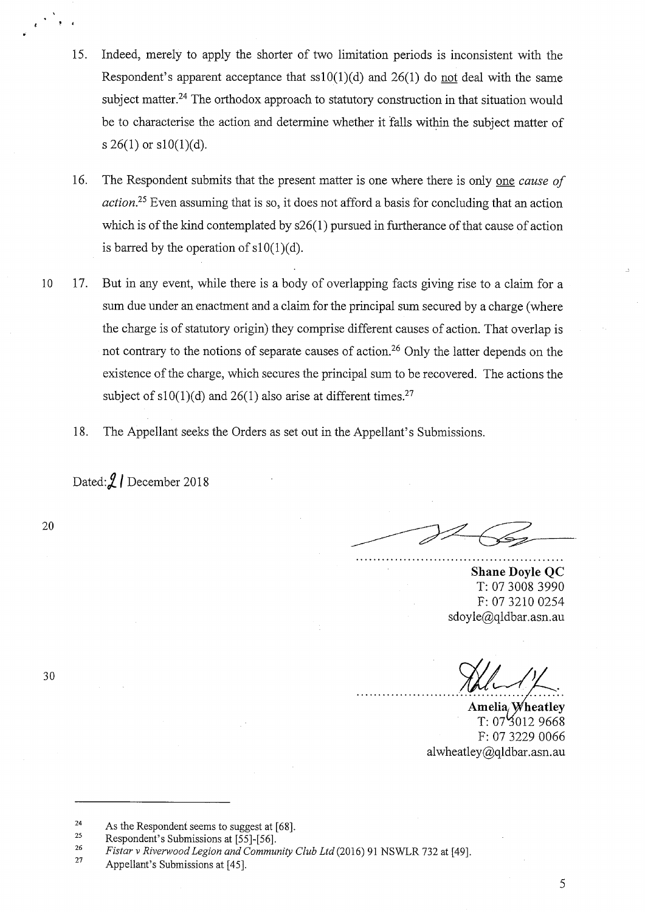15. Indeed, merely to apply the shorter of two limitation periods is inconsistent with the Respondent's apparent acceptance that ss10(1)(d) and 26(1) do not deal with the same subject matter.[24] The orthodox approach to statutory construction in that situation would be to characterise the action and determine whether it falls within the subject matter of s 26(1) or s10(1)(d).

16. The Respondent submits that the present matter is one where there is only one *cause of action*.[25] Even assuming that is so, it does not afford a basis for concluding that an action which is of the kind contemplated by s26(1) pursued in furtherance of that cause of action is barred by the operation of s10(1)(d).

17. But in any event, while there is a body of overlapping facts giving rise to a claim for a sum due under an enactment and a claim for the principal sum secured by a charge (where the charge is of statutory origin) they comprise different causes of action. That overlap is not contrary to the notions of separate causes of action.[26] Only the latter depends on the existence of the charge, which secures the principal sum to be recovered. The actions the subject of s10(1)(d) and 26(1) also arise at different times.[27]

18. The Appellant seeks the Orders as set out in the Appellant's Submissions.

Dated: 21 December 2018

**Shane Doyle QC**
T: 07 3008 3990
F: 07 3210 0254
sdoyle@qldbar.asn.au

**Amelia Wheatley**
T: 07 3012 9668
F: 07 3229 0066
alwheatley@qldbar.asn.au

---

[24] As the Respondent seems to suggest at [68].

[25] Respondent's Submissions at [55]-[56].

[26] *Fistar v Riverwood Legion and Community Club Ltd* (2016) 91 NSWLR 732 at [49].

[27] Appellant's Submissions at [45].